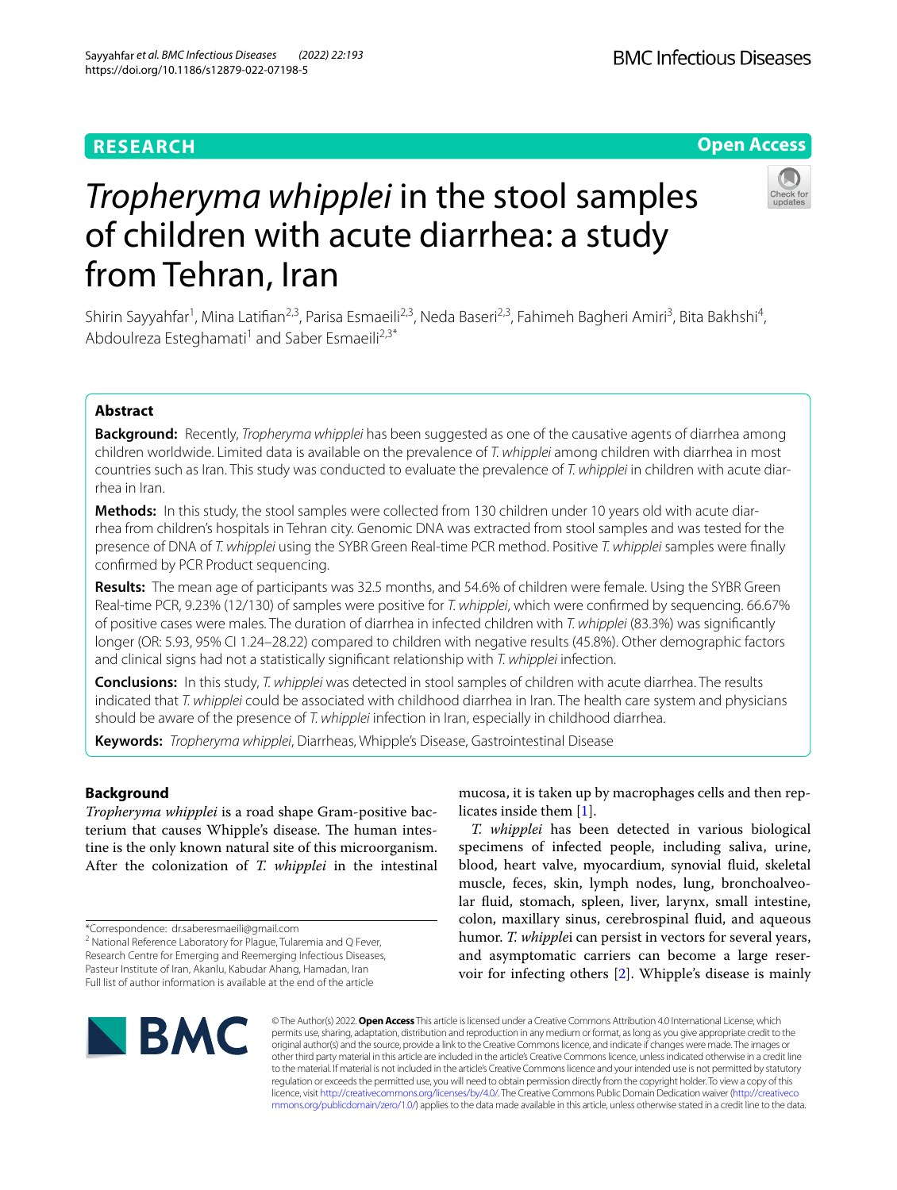RESEARCH

Open Access

# *Tropheryma whipplei* in the stool samples of children with acute diarrhea: a study from Tehran, Iran

Shirin Sayyahfar[1], Mina Latifian[2,3], Parisa Esmaeili[2,3], Neda Baseri[2,3], Fahimeh Bagheri Amiri[3], Bita Bakhshi[4], Abdoulreza Esteghamati[1] and Saber Esmaeili[2,3*]

## Abstract

**Background:** Recently, *Tropheryma whipplei* has been suggested as one of the causative agents of diarrhea among children worldwide. Limited data is available on the prevalence of *T. whipplei* among children with diarrhea in most countries such as Iran. This study was conducted to evaluate the prevalence of *T. whipplei* in children with acute diarrhea in Iran.

**Methods:** In this study, the stool samples were collected from 130 children under 10 years old with acute diarrhea from children's hospitals in Tehran city. Genomic DNA was extracted from stool samples and was tested for the presence of DNA of *T. whipplei* using the SYBR Green Real-time PCR method. Positive *T. whipplei* samples were finally confirmed by PCR Product sequencing.

**Results:** The mean age of participants was 32.5 months, and 54.6% of children were female. Using the SYBR Green Real-time PCR, 9.23% (12/130) of samples were positive for *T. whipplei*, which were confirmed by sequencing. 66.67% of positive cases were males. The duration of diarrhea in infected children with *T. whipplei* (83.3%) was significantly longer (OR: 5.93, 95% CI 1.24–28.22) compared to children with negative results (45.8%). Other demographic factors and clinical signs had not a statistically significant relationship with *T. whipplei* infection.

**Conclusions:** In this study, *T. whipplei* was detected in stool samples of children with acute diarrhea. The results indicated that *T. whipplei* could be associated with childhood diarrhea in Iran. The health care system and physicians should be aware of the presence of *T. whipplei* infection in Iran, especially in childhood diarrhea.

**Keywords:** *Tropheryma whipplei*, Diarrheas, Whipple's Disease, Gastrointestinal Disease

## Background

*Tropheryma whipplei* is a road shape Gram-positive bacterium that causes Whipple's disease. The human intestine is the only known natural site of this microorganism. After the colonization of *T. whipplei* in the intestinal mucosa, it is taken up by macrophages cells and then replicates inside them [1].

*T. whipplei* has been detected in various biological specimens of infected people, including saliva, urine, blood, heart valve, myocardium, synovial fluid, skeletal muscle, feces, skin, lymph nodes, lung, bronchoalveolar fluid, stomach, spleen, liver, larynx, small intestine, colon, maxillary sinus, cerebrospinal fluid, and aqueous humor. *T. whipplei* can persist in vectors for several years, and asymptomatic carriers can become a large reservoir for infecting others [2]. Whipple's disease is mainly

*Correspondence: dr.saberesmaeili@gmail.com
[2] National Reference Laboratory for Plague, Tularemia and Q Fever, Research Centre for Emerging and Reemerging Infectious Diseases, Pasteur Institute of Iran, Akanlu, Kabudar Ahang, Hamadan, Iran
Full list of author information is available at the end of the article

© The Author(s) 2022. **Open Access** This article is licensed under a Creative Commons Attribution 4.0 International License, which permits use, sharing, adaptation, distribution and reproduction in any medium or format, as long as you give appropriate credit to the original author(s) and the source, provide a link to the Creative Commons licence, and indicate if changes were made. The images or other third party material in this article are included in the article's Creative Commons licence, unless indicated otherwise in a credit line to the material. If material is not included in the article's Creative Commons licence and your intended use is not permitted by statutory regulation or exceeds the permitted use, you will need to obtain permission directly from the copyright holder. To view a copy of this licence, visit http://creativecommons.org/licenses/by/4.0/. The Creative Commons Public Domain Dedication waiver (http://creativecommons.org/publicdomain/zero/1.0/) applies to the data made available in this article, unless otherwise stated in a credit line to the data.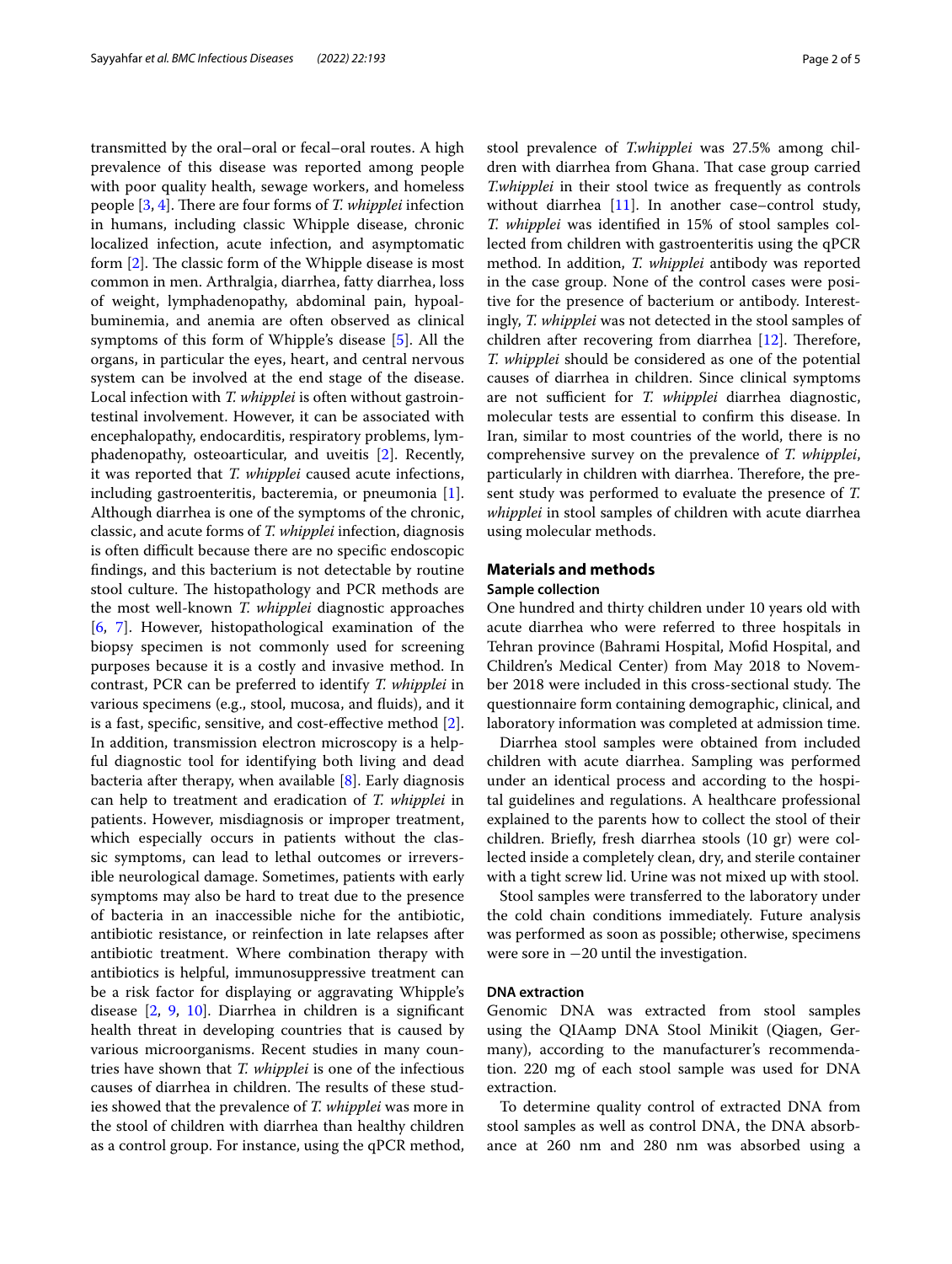transmitted by the oral–oral or fecal–oral routes. A high prevalence of this disease was reported among people with poor quality health, sewage workers, and homeless people [3, 4]. There are four forms of *T. whipplei* infection in humans, including classic Whipple disease, chronic localized infection, acute infection, and asymptomatic form [2]. The classic form of the Whipple disease is most common in men. Arthralgia, diarrhea, fatty diarrhea, loss of weight, lymphadenopathy, abdominal pain, hypoalbuminemia, and anemia are often observed as clinical symptoms of this form of Whipple's disease [5]. All the organs, in particular the eyes, heart, and central nervous system can be involved at the end stage of the disease. Local infection with *T. whipplei* is often without gastrointestinal involvement. However, it can be associated with encephalopathy, endocarditis, respiratory problems, lymphadenopathy, osteoarticular, and uveitis [2]. Recently, it was reported that *T. whipplei* caused acute infections, including gastroenteritis, bacteremia, or pneumonia [1]. Although diarrhea is one of the symptoms of the chronic, classic, and acute forms of *T. whipplei* infection, diagnosis is often difficult because there are no specific endoscopic findings, and this bacterium is not detectable by routine stool culture. The histopathology and PCR methods are the most well-known *T. whipplei* diagnostic approaches [6, 7]. However, histopathological examination of the biopsy specimen is not commonly used for screening purposes because it is a costly and invasive method. In contrast, PCR can be preferred to identify *T. whipplei* in various specimens (e.g., stool, mucosa, and fluids), and it is a fast, specific, sensitive, and cost-effective method [2]. In addition, transmission electron microscopy is a helpful diagnostic tool for identifying both living and dead bacteria after therapy, when available [8]. Early diagnosis can help to treatment and eradication of *T. whipplei* in patients. However, misdiagnosis or improper treatment, which especially occurs in patients without the classic symptoms, can lead to lethal outcomes or irreversible neurological damage. Sometimes, patients with early symptoms may also be hard to treat due to the presence of bacteria in an inaccessible niche for the antibiotic, antibiotic resistance, or reinfection in late relapses after antibiotic treatment. Where combination therapy with antibiotics is helpful, immunosuppressive treatment can be a risk factor for displaying or aggravating Whipple's disease [2, 9, 10]. Diarrhea in children is a significant health threat in developing countries that is caused by various microorganisms. Recent studies in many countries have shown that *T. whipplei* is one of the infectious causes of diarrhea in children. The results of these studies showed that the prevalence of *T. whipplei* was more in the stool of children with diarrhea than healthy children as a control group. For instance, using the qPCR method, stool prevalence of *T.whipplei* was 27.5% among children with diarrhea from Ghana. That case group carried *T.whipplei* in their stool twice as frequently as controls without diarrhea [11]. In another case–control study, *T. whipplei* was identified in 15% of stool samples collected from children with gastroenteritis using the qPCR method. In addition, *T. whipplei* antibody was reported in the case group. None of the control cases were positive for the presence of bacterium or antibody. Interestingly, *T. whipplei* was not detected in the stool samples of children after recovering from diarrhea [12]. Therefore, *T. whipplei* should be considered as one of the potential causes of diarrhea in children. Since clinical symptoms are not sufficient for *T. whipplei* diarrhea diagnostic, molecular tests are essential to confirm this disease. In Iran, similar to most countries of the world, there is no comprehensive survey on the prevalence of *T. whipplei*, particularly in children with diarrhea. Therefore, the present study was performed to evaluate the presence of *T. whipplei* in stool samples of children with acute diarrhea using molecular methods.

## Materials and methods

### Sample collection

One hundred and thirty children under 10 years old with acute diarrhea who were referred to three hospitals in Tehran province (Bahrami Hospital, Mofid Hospital, and Children's Medical Center) from May 2018 to November 2018 were included in this cross-sectional study. The questionnaire form containing demographic, clinical, and laboratory information was completed at admission time.

Diarrhea stool samples were obtained from included children with acute diarrhea. Sampling was performed under an identical process and according to the hospital guidelines and regulations. A healthcare professional explained to the parents how to collect the stool of their children. Briefly, fresh diarrhea stools (10 gr) were collected inside a completely clean, dry, and sterile container with a tight screw lid. Urine was not mixed up with stool.

Stool samples were transferred to the laboratory under the cold chain conditions immediately. Future analysis was performed as soon as possible; otherwise, specimens were sore in −20 until the investigation.

### DNA extraction

Genomic DNA was extracted from stool samples using the QIAamp DNA Stool Minikit (Qiagen, Germany), according to the manufacturer's recommendation. 220 mg of each stool sample was used for DNA extraction.

To determine quality control of extracted DNA from stool samples as well as control DNA, the DNA absorbance at 260 nm and 280 nm was absorbed using a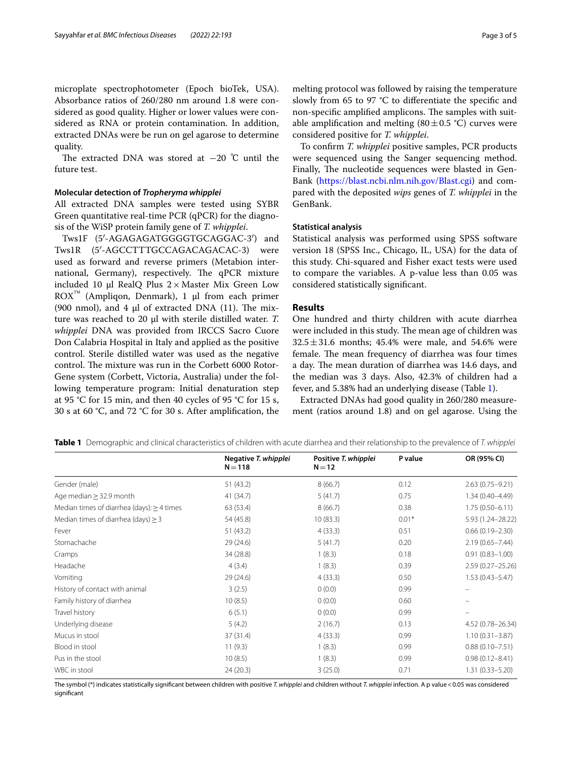microplate spectrophotometer (Epoch bioTek, USA). Absorbance ratios of 260/280 nm around 1.8 were considered as good quality. Higher or lower values were considered as RNA or protein contamination. In addition, extracted DNAs were be run on gel agarose to determine quality.

The extracted DNA was stored at −20 ℃ until the future test.

### Molecular detection of *Tropheryma whipplei*

All extracted DNA samples were tested using SYBR Green quantitative real-time PCR (qPCR) for the diagnosis of the WiSP protein family gene of *T. whipplei*.

Tws1F (5′-AGAGAGATGGGGTGCAGGAC-3′) and Tws1R (5′-AGCCTTTGCCAGACAGACAC-3) were used as forward and reverse primers (Metabion international, Germany), respectively. The qPCR mixture included 10 µl RealQ Plus 2× Master Mix Green Low ROX™ (Ampliqon, Denmark), 1 µl from each primer (900 nmol), and 4 µl of extracted DNA (11). The mixture was reached to 20 µl with sterile distilled water. *T. whipplei* DNA was provided from IRCCS Sacro Cuore Don Calabria Hospital in Italy and applied as the positive control. Sterile distilled water was used as the negative control. The mixture was run in the Corbett 6000 Rotor-Gene system (Corbett, Victoria, Australia) under the following temperature program: Initial denaturation step at 95 °C for 15 min, and then 40 cycles of 95 °C for 15 s, 30 s at 60 °C, and 72 °C for 30 s. After amplification, the melting protocol was followed by raising the temperature slowly from 65 to 97 °C to differentiate the specific and non-specific amplified amplicons. The samples with suitable amplification and melting (80 ± 0.5 °C) curves were considered positive for *T. whipplei*.

To confirm *T. whipplei* positive samples, PCR products were sequenced using the Sanger sequencing method. Finally, The nucleotide sequences were blasted in GenBank (https://blast.ncbi.nlm.nih.gov/Blast.cgi) and compared with the deposited *wips* genes of *T. whipplei* in the GenBank.

### Statistical analysis

Statistical analysis was performed using SPSS software version 18 (SPSS Inc., Chicago, IL, USA) for the data of this study. Chi-squared and Fisher exact tests were used to compare the variables. A p-value less than 0.05 was considered statistically significant.

## Results

One hundred and thirty children with acute diarrhea were included in this study. The mean age of children was 32.5 ± 31.6 months; 45.4% were male, and 54.6% were female. The mean frequency of diarrhea was four times a day. The mean duration of diarrhea was 14.6 days, and the median was 3 days. Also, 42.3% of children had a fever, and 5.38% had an underlying disease (Table 1).

Extracted DNAs had good quality in 260/280 measurement (ratios around 1.8) and on gel agarose. Using the

**Table 1** Demographic and clinical characteristics of children with acute diarrhea and their relationship to the prevalence of *T. whipplei*

| | Negative *T. whipplei* N = 118 | Positive *T. whipplei* N = 12 | P value | OR (95% CI) |
|---|---|---|---|---|
| Gender (male) | 51 (43.2) | 8 (66.7) | 0.12 | 2.63 (0.75–9.21) |
| Age median ≥ 32.9 month | 41 (34.7) | 5 (41.7) | 0.75 | 1.34 (0.40–4.49) |
| Median times of diarrhea (days): ≥ 4 times | 63 (53.4) | 8 (66.7) | 0.38 | 1.75 (0.50–6.11) |
| Median times of diarrhea (days) ≥ 3 | 54 (45.8) | 10 (83.3) | 0.01* | 5.93 (1.24–28.22) |
| Fever | 51 (43.2) | 4 (33.3) | 0.51 | 0.66 (0.19–2.30) |
| Stomachache | 29 (24.6) | 5 (41.7) | 0.20 | 2.19 (0.65–7.44) |
| Cramps | 34 (28.8) | 1 (8.3) | 0.18 | 0.91 (0.83–1.00) |
| Headache | 4 (3.4) | 1 (8.3) | 0.39 | 2.59 (0.27–25.26) |
| Vomiting | 29 (24.6) | 4 (33.3) | 0.50 | 1.53 (0.43–5.47) |
| History of contact with animal | 3 (2.5) | 0 (0.0) | 0.99 | – |
| Family history of diarrhea | 10 (8.5) | 0 (0.0) | 0.60 | – |
| Travel history | 6 (5.1) | 0 (0.0) | 0.99 | – |
| Underlying disease | 5 (4.2) | 2 (16.7) | 0.13 | 4.52 (0.78–26.34) |
| Mucus in stool | 37 (31.4) | 4 (33.3) | 0.99 | 1.10 (0.31–3.87) |
| Blood in stool | 11 (9.3) | 1 (8.3) | 0.99 | 0.88 (0.10–7.51) |
| Pus in the stool | 10 (8.5) | 1 (8.3) | 0.99 | 0.98 (0.12–8.41) |
| WBC in stool | 24 (20.3) | 3 (25.0) | 0.71 | 1.31 (0.33–5.20) |

The symbol (*) indicates statistically significant between children with positive *T. whipplei* and children without *T. whipplei* infection. A p value < 0.05 was considered significant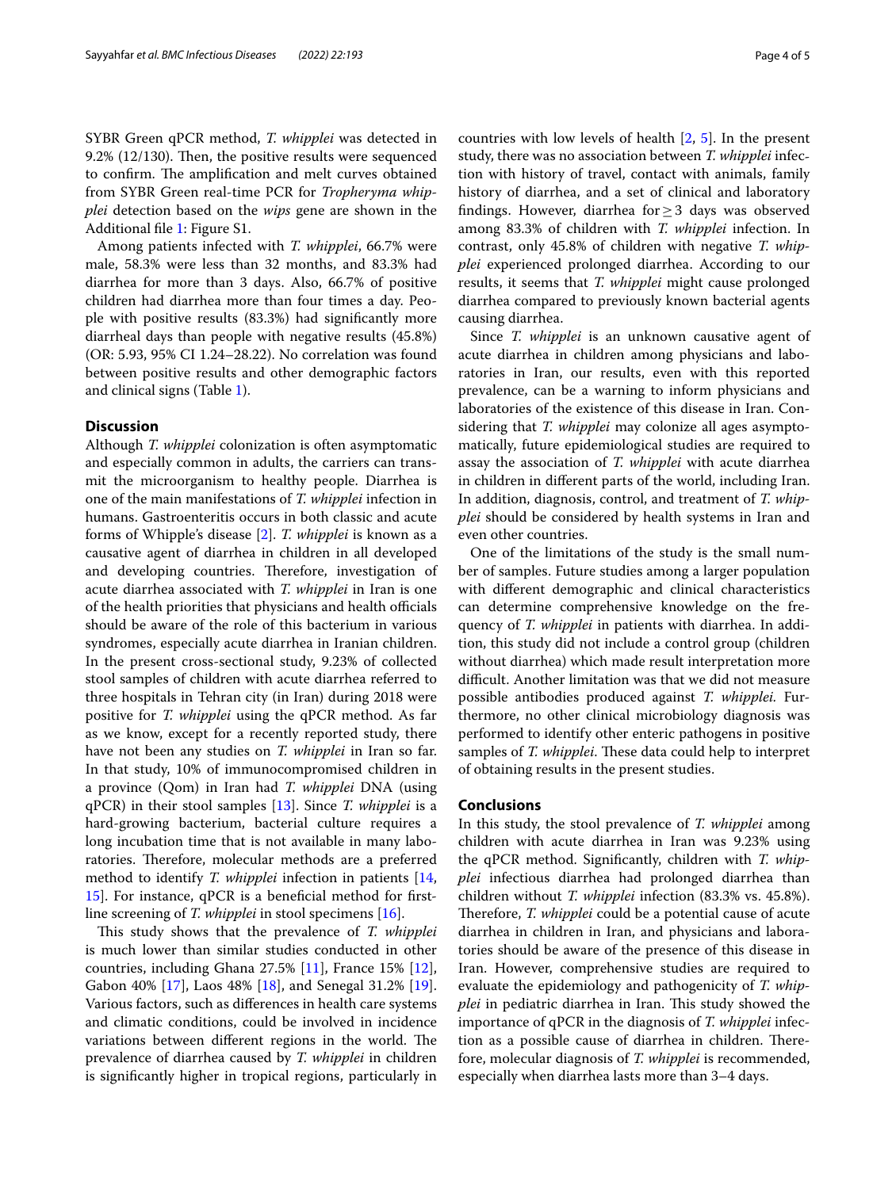SYBR Green qPCR method, *T. whipplei* was detected in 9.2% (12/130). Then, the positive results were sequenced to confirm. The amplification and melt curves obtained from SYBR Green real-time PCR for *Tropheryma whipplei* detection based on the *wips* gene are shown in the Additional file 1: Figure S1.

Among patients infected with *T. whipplei*, 66.7% were male, 58.3% were less than 32 months, and 83.3% had diarrhea for more than 3 days. Also, 66.7% of positive children had diarrhea more than four times a day. People with positive results (83.3%) had significantly more diarrheal days than people with negative results (45.8%) (OR: 5.93, 95% CI 1.24–28.22). No correlation was found between positive results and other demographic factors and clinical signs (Table 1).

## Discussion

Although *T. whipplei* colonization is often asymptomatic and especially common in adults, the carriers can transmit the microorganism to healthy people. Diarrhea is one of the main manifestations of *T. whipplei* infection in humans. Gastroenteritis occurs in both classic and acute forms of Whipple's disease [2]. *T. whipplei* is known as a causative agent of diarrhea in children in all developed and developing countries. Therefore, investigation of acute diarrhea associated with *T. whipplei* in Iran is one of the health priorities that physicians and health officials should be aware of the role of this bacterium in various syndromes, especially acute diarrhea in Iranian children. In the present cross-sectional study, 9.23% of collected stool samples of children with acute diarrhea referred to three hospitals in Tehran city (in Iran) during 2018 were positive for *T. whipplei* using the qPCR method. As far as we know, except for a recently reported study, there have not been any studies on *T. whipplei* in Iran so far. In that study, 10% of immunocompromised children in a province (Qom) in Iran had *T. whipplei* DNA (using qPCR) in their stool samples [13]. Since *T. whipplei* is a hard-growing bacterium, bacterial culture requires a long incubation time that is not available in many laboratories. Therefore, molecular methods are a preferred method to identify *T. whipplei* infection in patients [14, 15]. For instance, qPCR is a beneficial method for first-line screening of *T. whipplei* in stool specimens [16].

This study shows that the prevalence of *T. whipplei* is much lower than similar studies conducted in other countries, including Ghana 27.5% [11], France 15% [12], Gabon 40% [17], Laos 48% [18], and Senegal 31.2% [19]. Various factors, such as differences in health care systems and climatic conditions, could be involved in incidence variations between different regions in the world. The prevalence of diarrhea caused by *T. whipplei* in children is significantly higher in tropical regions, particularly in countries with low levels of health [2, 5]. In the present study, there was no association between *T. whipplei* infection with history of travel, contact with animals, family history of diarrhea, and a set of clinical and laboratory findings. However, diarrhea for $\geq 3$ days was observed among 83.3% of children with *T. whipplei* infection. In contrast, only 45.8% of children with negative *T. whipplei* experienced prolonged diarrhea. According to our results, it seems that *T. whipplei* might cause prolonged diarrhea compared to previously known bacterial agents causing diarrhea.

Since *T. whipplei* is an unknown causative agent of acute diarrhea in children among physicians and laboratories in Iran, our results, even with this reported prevalence, can be a warning to inform physicians and laboratories of the existence of this disease in Iran. Considering that *T. whipplei* may colonize all ages asymptomatically, future epidemiological studies are required to assay the association of *T. whipplei* with acute diarrhea in children in different parts of the world, including Iran. In addition, diagnosis, control, and treatment of *T. whipplei* should be considered by health systems in Iran and even other countries.

One of the limitations of the study is the small number of samples. Future studies among a larger population with different demographic and clinical characteristics can determine comprehensive knowledge on the frequency of *T. whipplei* in patients with diarrhea. In addition, this study did not include a control group (children without diarrhea) which made result interpretation more difficult. Another limitation was that we did not measure possible antibodies produced against *T. whipplei.* Furthermore, no other clinical microbiology diagnosis was performed to identify other enteric pathogens in positive samples of *T. whipplei*. These data could help to interpret of obtaining results in the present studies.

## Conclusions

In this study, the stool prevalence of *T. whipplei* among children with acute diarrhea in Iran was 9.23% using the qPCR method. Significantly, children with *T. whipplei* infectious diarrhea had prolonged diarrhea than children without *T. whipplei* infection (83.3% vs. 45.8%). Therefore, *T. whipplei* could be a potential cause of acute diarrhea in children in Iran, and physicians and laboratories should be aware of the presence of this disease in Iran. However, comprehensive studies are required to evaluate the epidemiology and pathogenicity of *T. whipplei* in pediatric diarrhea in Iran. This study showed the importance of qPCR in the diagnosis of *T. whipplei* infection as a possible cause of diarrhea in children. Therefore, molecular diagnosis of *T. whipplei* is recommended, especially when diarrhea lasts more than 3–4 days.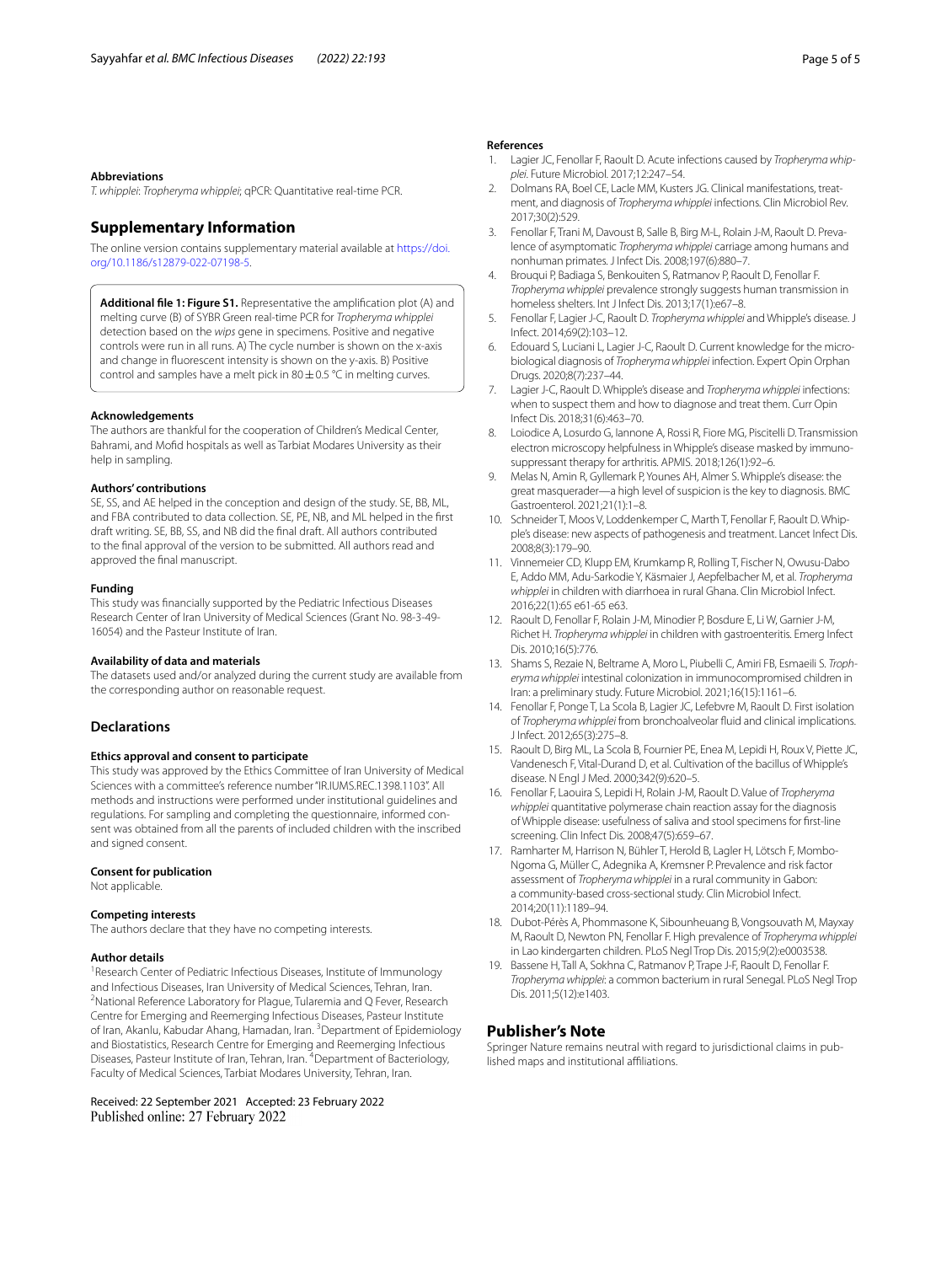#### Abbreviations

*T. whipplei*: *Tropheryma whipplei*; qPCR: Quantitative real-time PCR.

## Supplementary Information

The online version contains supplementary material available at https://doi.org/10.1186/s12879-022-07198-5.

**Additional file 1: Figure S1.** Representative the amplification plot (A) and melting curve (B) of SYBR Green real-time PCR for *Tropheryma whipplei* detection based on the *wips* gene in specimens. Positive and negative controls were run in all runs. A) The cycle number is shown on the x-axis and change in fluorescent intensity is shown on the y-axis. B) Positive control and samples have a melt pick in $80 \pm 0.5$ °C in melting curves.

#### Acknowledgements

The authors are thankful for the cooperation of Children's Medical Center, Bahrami, and Mofid hospitals as well as Tarbiat Modares University as their help in sampling.

#### Authors' contributions

SE, SS, and AE helped in the conception and design of the study. SE, BB, ML, and FBA contributed to data collection. SE, PE, NB, and ML helped in the first draft writing. SE, BB, SS, and NB did the final draft. All authors contributed to the final approval of the version to be submitted. All authors read and approved the final manuscript.

#### Funding

This study was financially supported by the Pediatric Infectious Diseases Research Center of Iran University of Medical Sciences (Grant No. 98-3-49-16054) and the Pasteur Institute of Iran.

#### Availability of data and materials

The datasets used and/or analyzed during the current study are available from the corresponding author on reasonable request.

## Declarations

#### Ethics approval and consent to participate

This study was approved by the Ethics Committee of Iran University of Medical Sciences with a committee's reference number "IR.IUMS.REC.1398.1103". All methods and instructions were performed under institutional guidelines and regulations. For sampling and completing the questionnaire, informed consent was obtained from all the parents of included children with the inscribed and signed consent.

#### Consent for publication

Not applicable.

#### Competing interests

The authors declare that they have no competing interests.

#### Author details

[1] Research Center of Pediatric Infectious Diseases, Institute of Immunology and Infectious Diseases, Iran University of Medical Sciences, Tehran, Iran. [2] National Reference Laboratory for Plague, Tularemia and Q Fever, Research Centre for Emerging and Reemerging Infectious Diseases, Pasteur Institute of Iran, Akanlu, Kabudar Ahang, Hamadan, Iran. [3] Department of Epidemiology and Biostatistics, Research Centre for Emerging and Reemerging Infectious Diseases, Pasteur Institute of Iran, Tehran, Iran. [4] Department of Bacteriology, Faculty of Medical Sciences, Tarbiat Modares University, Tehran, Iran.

Received: 22 September 2021 Accepted: 23 February 2022
Published online: 27 February 2022

#### References

1. Lagier JC, Fenollar F, Raoult D. Acute infections caused by *Tropheryma whipplei*. Future Microbiol. 2017;12:247–54.
2. Dolmans RA, Boel CE, Lacle MM, Kusters JG. Clinical manifestations, treatment, and diagnosis of *Tropheryma whipplei* infections. Clin Microbiol Rev. 2017;30(2):529.
3. Fenollar F, Trani M, Davoust B, Salle B, Birg M-L, Rolain J-M, Raoult D. Prevalence of asymptomatic *Tropheryma whipplei* carriage among humans and nonhuman primates. J Infect Dis. 2008;197(6):880–7.
4. Brouqui P, Badiaga S, Benkouiten S, Ratmanov P, Raoult D, Fenollar F. *Tropheryma whipplei* prevalence strongly suggests human transmission in homeless shelters. Int J Infect Dis. 2013;17(1):e67–8.
5. Fenollar F, Lagier J-C, Raoult D. *Tropheryma whipplei* and Whipple's disease. J Infect. 2014;69(2):103–12.
6. Edouard S, Luciani L, Lagier J-C, Raoult D. Current knowledge for the microbiological diagnosis of *Tropheryma whipplei* infection. Expert Opin Orphan Drugs. 2020;8(7):237–44.
7. Lagier J-C, Raoult D. Whipple's disease and *Tropheryma whipplei* infections: when to suspect them and how to diagnose and treat them. Curr Opin Infect Dis. 2018;31(6):463–70.
8. Loiodice A, Losurdo G, Iannone A, Rossi R, Fiore MG, Piscitelli D. Transmission electron microscopy helpfulness in Whipple's disease masked by immunosuppressant therapy for arthritis. APMIS. 2018;126(1):92–6.
9. Melas N, Amin R, Gyllemark P, Younes AH, Almer S. Whipple's disease: the great masquerader—a high level of suspicion is the key to diagnosis. BMC Gastroenterol. 2021;21(1):1–8.
10. Schneider T, Moos V, Loddenkemper C, Marth T, Fenollar F, Raoult D. Whipple's disease: new aspects of pathogenesis and treatment. Lancet Infect Dis. 2008;8(3):179–90.
11. Vinnemeier CD, Klupp EM, Krumkamp R, Rolling T, Fischer N, Owusu-Dabo E, Addo MM, Adu-Sarkodie Y, Käsmaier J, Aepfelbacher M, et al. *Tropheryma whipplei* in children with diarrhoea in rural Ghana. Clin Microbiol Infect. 2016;22(1):65 e61-65 e63.
12. Raoult D, Fenollar F, Rolain J-M, Minodier P, Bosdure E, Li W, Garnier J-M, Richet H. *Tropheryma whipplei* in children with gastroenteritis. Emerg Infect Dis. 2010;16(5):776.
13. Shams S, Rezaie N, Beltrame A, Moro L, Piubelli C, Amiri FB, Esmaeili S. *Tropheryma whipplei* intestinal colonization in immunocompromised children in Iran: a preliminary study. Future Microbiol. 2021;16(15):1161–6.
14. Fenollar F, Ponge T, La Scola B, Lagier JC, Lefebvre M, Raoult D. First isolation of *Tropheryma whipplei* from bronchoalveolar fluid and clinical implications. J Infect. 2012;65(3):275–8.
15. Raoult D, Birg ML, La Scola B, Fournier PE, Enea M, Lepidi H, Roux V, Piette JC, Vandenesch F, Vital-Durand D, et al. Cultivation of the bacillus of Whipple's disease. N Engl J Med. 2000;342(9):620–5.
16. Fenollar F, Laouira S, Lepidi H, Rolain J-M, Raoult D. Value of *Tropheryma whipplei* quantitative polymerase chain reaction assay for the diagnosis of Whipple disease: usefulness of saliva and stool specimens for first-line screening. Clin Infect Dis. 2008;47(5):659–67.
17. Ramharter M, Harrison N, Bühler T, Herold B, Lagler H, Lötsch F, Mombo-Ngoma G, Müller C, Adegnika A, Kremsner P. Prevalence and risk factor assessment of *Tropheryma whipplei* in a rural community in Gabon: a community-based cross-sectional study. Clin Microbiol Infect. 2014;20(11):1189–94.
18. Dubot-Pérès A, Phommasone K, Sibounheuang B, Vongsouvath M, Mayxay M, Raoult D, Newton PN, Fenollar F. High prevalence of *Tropheryma whipplei* in Lao kindergarten children. PLoS Negl Trop Dis. 2015;9(2):e0003538.
19. Bassene H, Tall A, Sokhna C, Ratmanov P, Trape J-F, Raoult D, Fenollar F. *Tropheryma whipplei*: a common bacterium in rural Senegal. PLoS Negl Trop Dis. 2011;5(12):e1403.

## Publisher's Note

Springer Nature remains neutral with regard to jurisdictional claims in published maps and institutional affiliations.